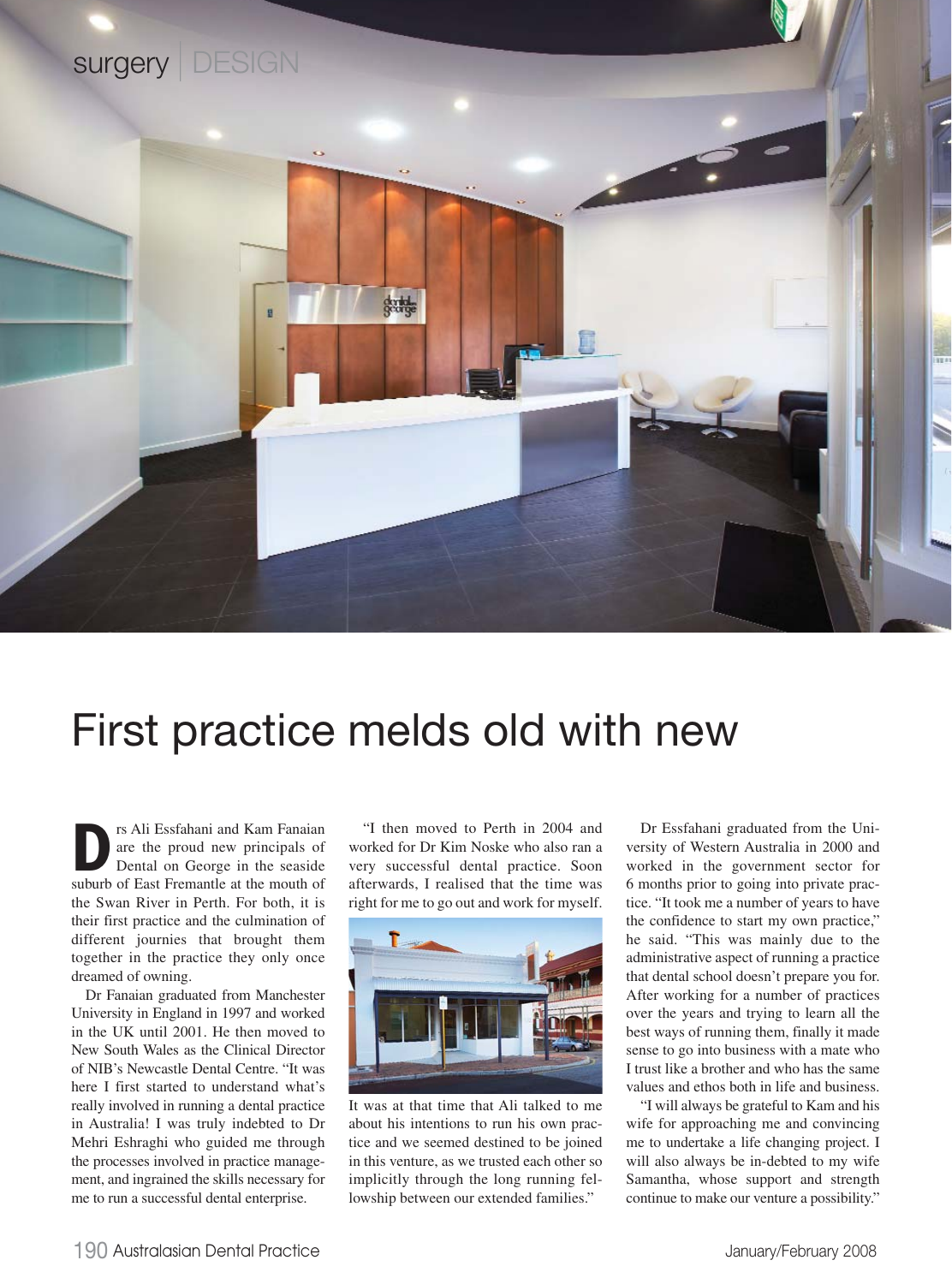# First practice melds old with new

Drs Ali Essfahani and Kam Fanaian are the proud new principals of Dental on George in the seaside suburb of East Fremantle at the mouth of the Swan River in Perth. For both, it is their first practice and the culmination of different journeys that brought them together in the practice they only once dreamed of owning.

Dr Fanaian graduated from Manchester University in England in 1997 and worked in the UK until 2001. He then moved to New South Wales as the Clinical Director of NIB's Newcastle Dental Centre. "It was here I first started to understand what's really involved in running a dental practice in Australia! I was truly indebted to Dr Mehri Eshraghi who guided me through the processes involved in practice management, and ingrained the skills necessary for me to run a successful dental enterprise.

"I then moved to Perth in 2004 and worked for Dr Kim Noske who also ran a very successful dental practice. Soon afterwards, I realised that the time was right for me to go out and work for myself. It was at that time that Ali talked to me about his intentions to run his own practice and we seemed destined to be joined in this venture, as we trusted each other so implicitly through the long running fellowship between our extended families."

Dr Essfahani graduated from the University of Western Australia in 2000 and worked in the government sector for 6 months prior to going into private practice. "It took me a number of years to have the confidence to start my own practice," he said. "This was mainly due to the administrative aspect of running a practice that dental school doesn't prepare you for. After working for a number of practices over the years and trying to learn all the best ways of running them, finally it made sense to go into business with a mate who I trust like a brother and who has the same values and ethos both in life and business.

"I will always be grateful to Kam and his wife for approaching me and convincing me to undertake a life changing project. I will also always be in-debted to my wife Samantha, whose support and strength continue to make our venture a possibility."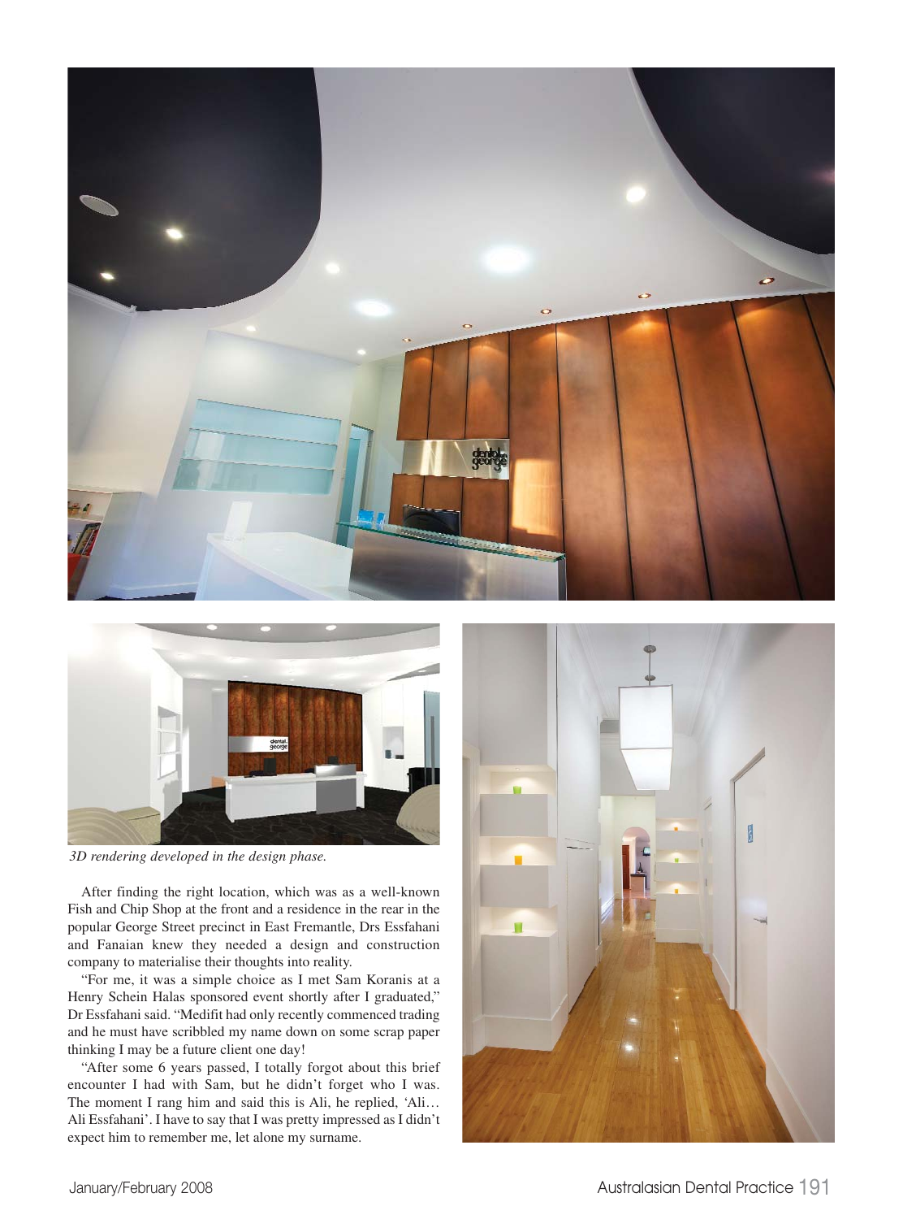*3D rendering developed in the design phase.*

After finding the right location, which was as a well-known Fish and Chip Shop at the front and a residence in the rear in the popular George Street precinct in East Fremantle, Drs Essfahani and Fanaian knew they needed a design and construction company to materialise their thoughts into reality.

"For me, it was a simple choice as I met Sam Koranis at a Henry Schein Halas sponsored event shortly after I graduated," Dr Essfahani said. "Medifit had only recently commenced trading and he must have scribbled my name down on some scrap paper thinking I may be a future client one day!

"After some 6 years passed, I totally forgot about this brief encounter I had with Sam, but he didn't forget who I was. The moment I rang him and said this is Ali, he replied, 'Ali… Ali Essfahani'. I have to say that I was pretty impressed as I didn't expect him to remember me, let alone my surname.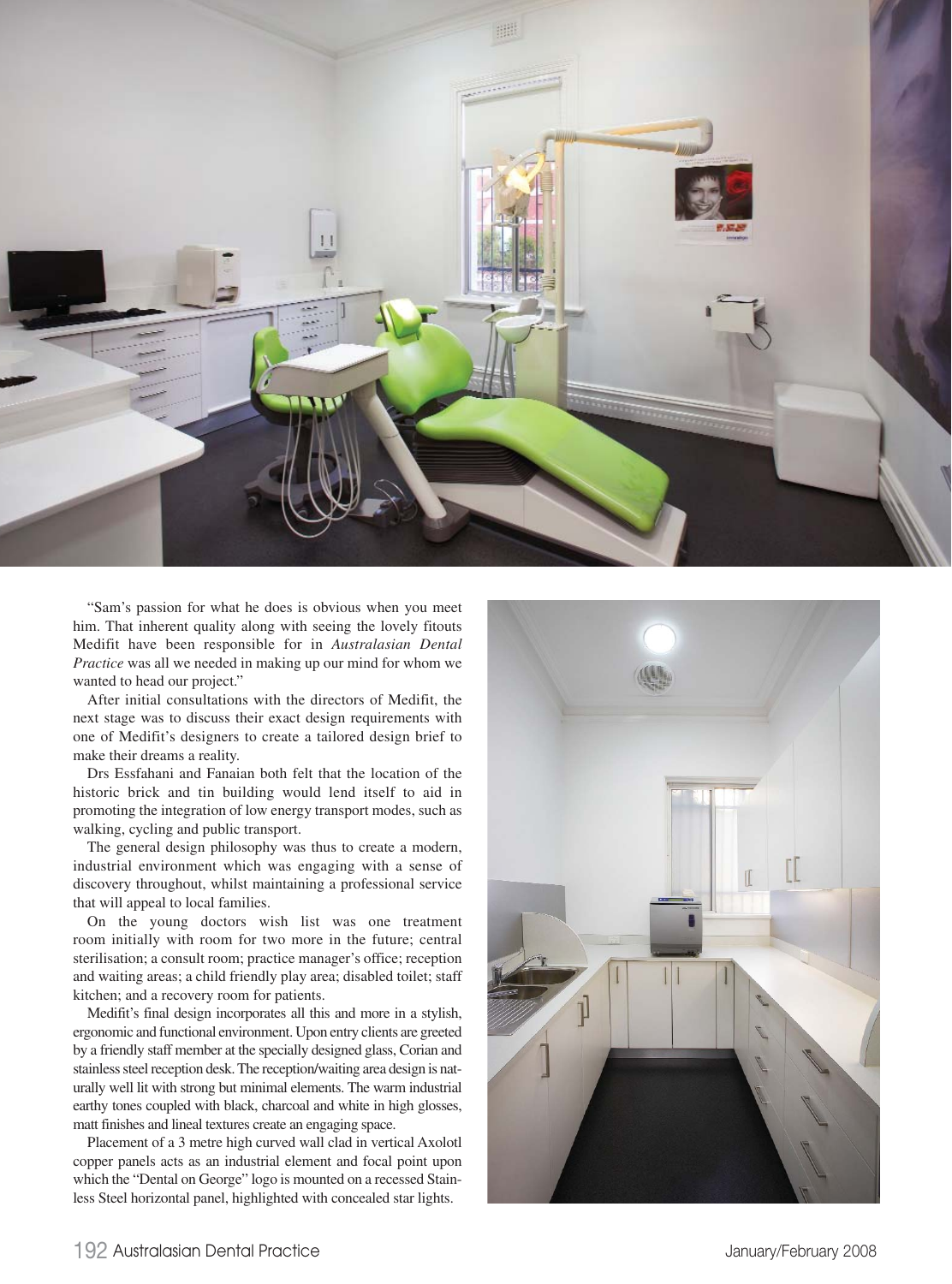"Sam's passion for what he does is obvious when you meet him. That inherent quality along with seeing the lovely fitouts Medifit have been responsible for in *Australasian Dental Practice* was all we needed in making up our mind for whom we wanted to head our project."

After initial consultations with the directors of Medifit, the next stage was to discuss their exact design requirements with one of Medifit's designers to create a tailored design brief to make their dreams a reality.

Drs Essfahani and Fanaian both felt that the location of the historic brick and tin building would lend itself to aid in promoting the integration of low energy transport modes, such as walking, cycling and public transport.

The general design philosophy was thus to create a modern, industrial environment which was engaging with a sense of discovery throughout, whilst maintaining a professional service that will appeal to local families.

On the young doctors wish list was one treatment room initially with room for two more in the future; central sterilisation; a consult room; practice manager's office; reception and waiting areas; a child friendly play area; disabled toilet; staff kitchen; and a recovery room for patients.

Medifit's final design incorporates all this and more in a stylish, ergonomic and functional environment. Upon entry clients are greeted by a friendly staff member at the specially designed glass, Corian and stainless steel reception desk. The reception/waiting area design is naturally well lit with strong but minimal elements. The warm industrial earthy tones coupled with black, charcoal and white in high glosses, matt finishes and lineal textures create an engaging space.

Placement of a 3 metre high curved wall clad in vertical Axolotl copper panels acts as an industrial element and focal point upon which the "Dental on George" logo is mounted on a recessed Stainless Steel horizontal panel, highlighted with concealed star lights.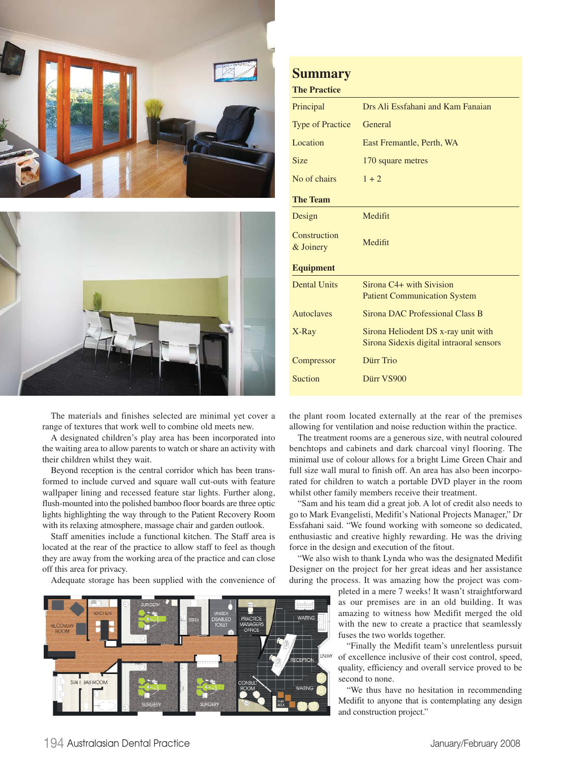## Summary

### The Practice

| | |
|---|---|
| Principal | Drs Ali Essfahani and Kam Fanaian |
| Type of Practice | General |
| Location | East Fremantle, Perth, WA |
| Size | 170 square metres |
| No of chairs | 1 + 2 |

### The Team

| | |
|---|---|
| Design | Medifit |
| Construction & Joinery | Medifit |

### Equipment

| | |
|---|---|
| Dental Units | Sirona C4+ with Sivision Patient Communication System |
| Autoclaves | Sirona DAC Professional Class B |
| X-Ray | Sirona Heliodent DS x-ray unit with Sirona Sidexis digital intraoral sensors |
| Compressor | Dürr Trio |
| Suction | Dürr VS900 |

The materials and finishes selected are minimal yet cover a range of textures that work well to combine old meets new.

A designated children's play area has been incorporated into the waiting area to allow parents to watch or share an activity with their children whilst they wait.

Beyond reception is the central corridor which has been transformed to include curved and square wall cut-outs with feature wallpaper lining and recessed feature star lights. Further along, flush-mounted into the polished bamboo floor boards are three optic lights highlighting the way through to the Patient Recovery Room with its relaxing atmosphere, massage chair and garden outlook.

Staff amenities include a functional kitchen. The Staff area is located at the rear of the practice to allow staff to feel as though they are away from the working area of the practice and can close off this area for privacy.

Adequate storage has been supplied with the convenience of the plant room located externally at the rear of the premises allowing for ventilation and noise reduction within the practice.

The treatment rooms are a generous size, with neutral coloured benchtops and cabinets and dark charcoal vinyl flooring. The minimal use of colour allows for a bright Lime Green Chair and full size wall mural to finish off. An area has also been incorporated for children to watch a portable DVD player in the room whilst other family members receive their treatment.

"Sam and his team did a great job. A lot of credit also needs to go to Mark Evangelisti, Medifit's National Projects Manager," Dr Essfahani said. "We found working with someone so dedicated, enthusiastic and creative highly rewarding. He was the driving force in the design and execution of the fitout.

"We also wish to thank Lynda who was the designated Medifit Designer on the project for her great ideas and her assistance during the process. It was amazing how the project was completed in a mere 7 weeks! It wasn't straightforward as our premises are in an old building. It was amazing to witness how Medifit merged the old with the new to create a practice that seamlessly fuses the two worlds together.

"Finally the Medifit team's unrelentless pursuit of excellence inclusive of their cost control, speed, quality, efficiency and overall service proved to be second to none.

"We thus have no hesitation in recommending Medifit to anyone that is contemplating any design and construction project."